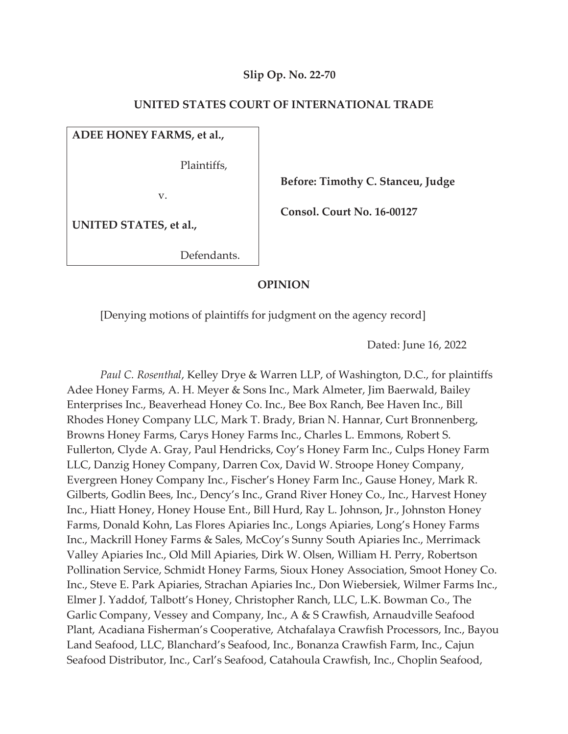**Slip Op. No. 22-70**

**UNITED STATES COURT OF INTERNATIONAL TRADE**

| | |
|---|---|
| **ADEE HONEY FARMS, et al.,**<br><br>Plaintiffs,<br><br>v.<br><br>**UNITED STATES, et al.,**<br><br>Defendants. | **Before: Timothy C. Stanceu, Judge**<br><br>**Consol. Court No. 16-00127** |

**OPINION**

[Denying motions of plaintiffs for judgment on the agency record]

Dated: June 16, 2022

*Paul C. Rosenthal*, Kelley Drye & Warren LLP, of Washington, D.C., for plaintiffs Adee Honey Farms, A. H. Meyer & Sons Inc., Mark Almeter, Jim Baerwald, Bailey Enterprises Inc., Beaverhead Honey Co. Inc., Bee Box Ranch, Bee Haven Inc., Bill Rhodes Honey Company LLC, Mark T. Brady, Brian N. Hannar, Curt Bronnenberg, Browns Honey Farms, Carys Honey Farms Inc., Charles L. Emmons, Robert S. Fullerton, Clyde A. Gray, Paul Hendricks, Coy's Honey Farm Inc., Culps Honey Farm LLC, Danzig Honey Company, Darren Cox, David W. Stroope Honey Company, Evergreen Honey Company Inc., Fischer's Honey Farm Inc., Gause Honey, Mark R. Gilberts, Godlin Bees, Inc., Dency's Inc., Grand River Honey Co., Inc., Harvest Honey Inc., Hiatt Honey, Honey House Ent., Bill Hurd, Ray L. Johnson, Jr., Johnston Honey Farms, Donald Kohn, Las Flores Apiaries Inc., Longs Apiaries, Long's Honey Farms Inc., Mackrill Honey Farms & Sales, McCoy's Sunny South Apiaries Inc., Merrimack Valley Apiaries Inc., Old Mill Apiaries, Dirk W. Olsen, William H. Perry, Robertson Pollination Service, Schmidt Honey Farms, Sioux Honey Association, Smoot Honey Co. Inc., Steve E. Park Apiaries, Strachan Apiaries Inc., Don Wiebersiek, Wilmer Farms Inc., Elmer J. Yaddof, Talbott's Honey, Christopher Ranch, LLC, L.K. Bowman Co., The Garlic Company, Vessey and Company, Inc., A & S Crawfish, Arnaudville Seafood Plant, Acadiana Fisherman's Cooperative, Atchafalaya Crawfish Processors, Inc., Bayou Land Seafood, LLC, Blanchard's Seafood, Inc., Bonanza Crawfish Farm, Inc., Cajun Seafood Distributor, Inc., Carl's Seafood, Catahoula Crawfish, Inc., Choplin Seafood,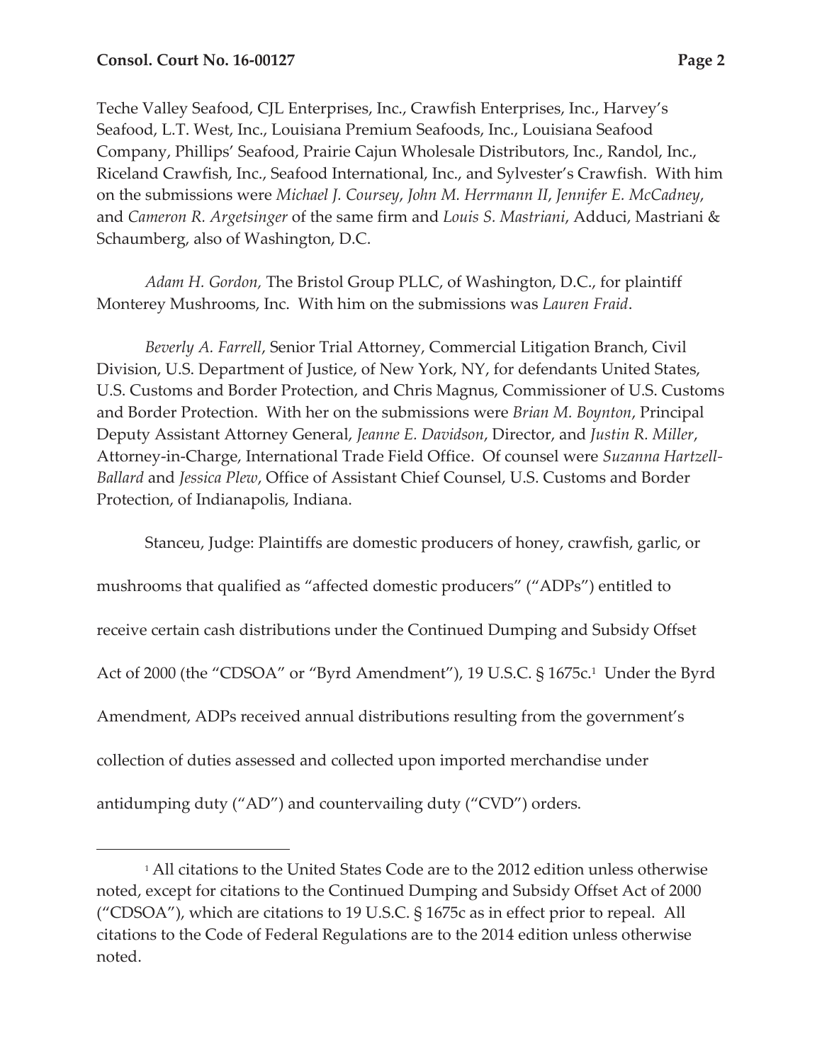Teche Valley Seafood, CJL Enterprises, Inc., Crawfish Enterprises, Inc., Harvey's Seafood, L.T. West, Inc., Louisiana Premium Seafoods, Inc., Louisiana Seafood Company, Phillips' Seafood, Prairie Cajun Wholesale Distributors, Inc., Randol, Inc., Riceland Crawfish, Inc., Seafood International, Inc., and Sylvester's Crawfish. With him on the submissions were *Michael J. Coursey*, *John M. Herrmann II*, *Jennifer E. McCadney*, and *Cameron R. Argetsinger* of the same firm and *Louis S. Mastriani*, Adduci, Mastriani & Schaumberg, also of Washington, D.C.

*Adam H. Gordon*, The Bristol Group PLLC, of Washington, D.C., for plaintiff Monterey Mushrooms, Inc. With him on the submissions was *Lauren Fraid*.

*Beverly A. Farrell*, Senior Trial Attorney, Commercial Litigation Branch, Civil Division, U.S. Department of Justice, of New York, NY, for defendants United States, U.S. Customs and Border Protection, and Chris Magnus, Commissioner of U.S. Customs and Border Protection. With her on the submissions were *Brian M. Boynton*, Principal Deputy Assistant Attorney General, *Jeanne E. Davidson*, Director, and *Justin R. Miller*, Attorney-in-Charge, International Trade Field Office. Of counsel were *Suzanna Hartzell-Ballard* and *Jessica Plew*, Office of Assistant Chief Counsel, U.S. Customs and Border Protection, of Indianapolis, Indiana.

Stanceu, Judge: Plaintiffs are domestic producers of honey, crawfish, garlic, or mushrooms that qualified as "affected domestic producers" ("ADPs") entitled to receive certain cash distributions under the Continued Dumping and Subsidy Offset Act of 2000 (the "CDSOA" or "Byrd Amendment"), 19 U.S.C. § 1675c.[1] Under the Byrd Amendment, ADPs received annual distributions resulting from the government's collection of duties assessed and collected upon imported merchandise under antidumping duty ("AD") and countervailing duty ("CVD") orders.

[1] All citations to the United States Code are to the 2012 edition unless otherwise noted, except for citations to the Continued Dumping and Subsidy Offset Act of 2000 ("CDSOA"), which are citations to 19 U.S.C. § 1675c as in effect prior to repeal. All citations to the Code of Federal Regulations are to the 2014 edition unless otherwise noted.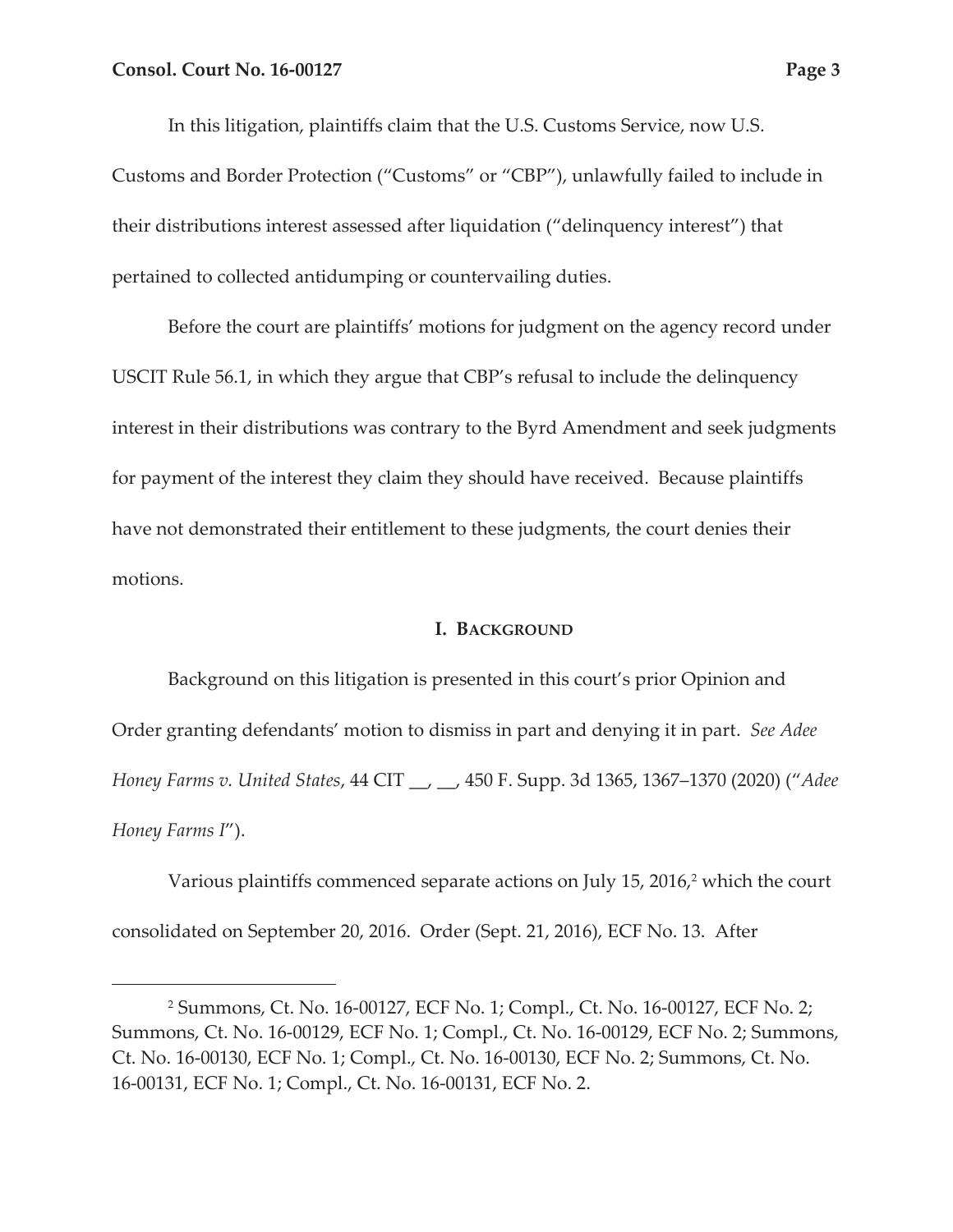In this litigation, plaintiffs claim that the U.S. Customs Service, now U.S. Customs and Border Protection ("Customs" or "CBP"), unlawfully failed to include in their distributions interest assessed after liquidation ("delinquency interest") that pertained to collected antidumping or countervailing duties.

Before the court are plaintiffs' motions for judgment on the agency record under USCIT Rule 56.1, in which they argue that CBP's refusal to include the delinquency interest in their distributions was contrary to the Byrd Amendment and seek judgments for payment of the interest they claim they should have received. Because plaintiffs have not demonstrated their entitlement to these judgments, the court denies their motions.

## I. BACKGROUND

Background on this litigation is presented in this court's prior Opinion and Order granting defendants' motion to dismiss in part and denying it in part. *See Adee Honey Farms v. United States*, 44 CIT __, __, 450 F. Supp. 3d 1365, 1367–1370 (2020) ("*Adee Honey Farms I*").

Various plaintiffs commenced separate actions on July 15, 2016,[2] which the court consolidated on September 20, 2016. Order (Sept. 21, 2016), ECF No. 13. After

[2] Summons, Ct. No. 16-00127, ECF No. 1; Compl., Ct. No. 16-00127, ECF No. 2; Summons, Ct. No. 16-00129, ECF No. 1; Compl., Ct. No. 16-00129, ECF No. 2; Summons, Ct. No. 16-00130, ECF No. 1; Compl., Ct. No. 16-00130, ECF No. 2; Summons, Ct. No. 16-00131, ECF No. 1; Compl., Ct. No. 16-00131, ECF No. 2.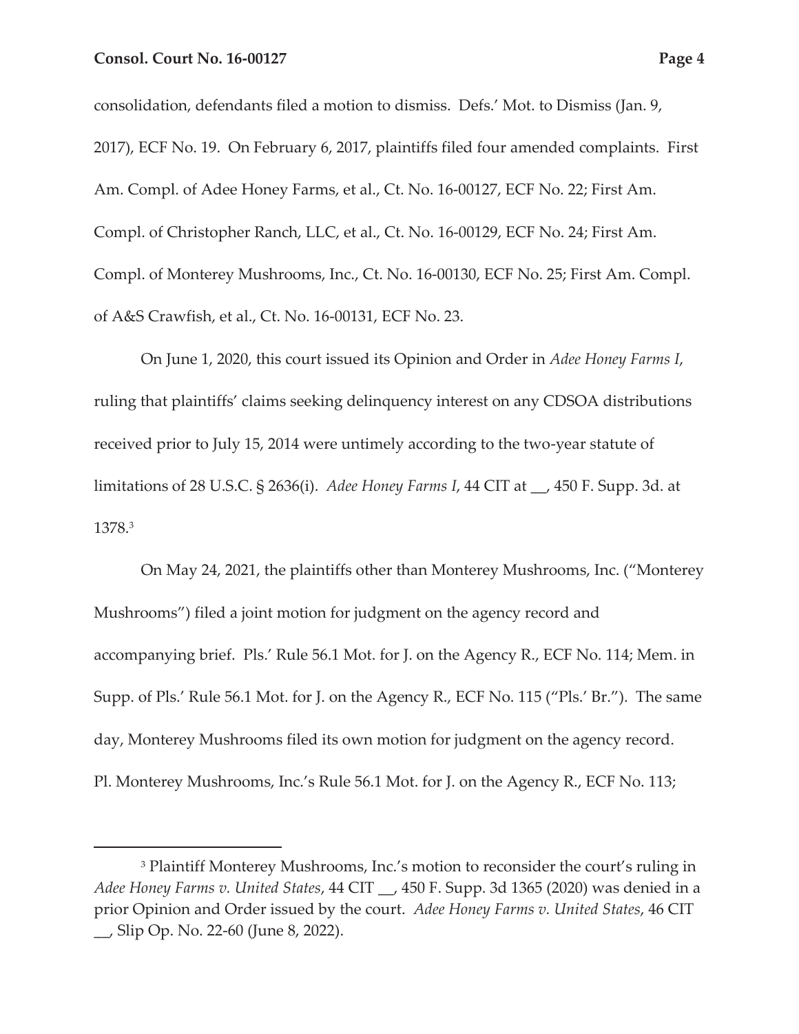consolidation, defendants filed a motion to dismiss. Defs.' Mot. to Dismiss (Jan. 9, 2017), ECF No. 19. On February 6, 2017, plaintiffs filed four amended complaints. First Am. Compl. of Adee Honey Farms, et al., Ct. No. 16-00127, ECF No. 22; First Am. Compl. of Christopher Ranch, LLC, et al., Ct. No. 16-00129, ECF No. 24; First Am. Compl. of Monterey Mushrooms, Inc., Ct. No. 16-00130, ECF No. 25; First Am. Compl. of A&S Crawfish, et al., Ct. No. 16-00131, ECF No. 23.

On June 1, 2020, this court issued its Opinion and Order in *Adee Honey Farms I*, ruling that plaintiffs' claims seeking delinquency interest on any CDSOA distributions received prior to July 15, 2014 were untimely according to the two-year statute of limitations of 28 U.S.C. § 2636(i). *Adee Honey Farms I*, 44 CIT at __, 450 F. Supp. 3d. at 1378.[3]

On May 24, 2021, the plaintiffs other than Monterey Mushrooms, Inc. ("Monterey Mushrooms") filed a joint motion for judgment on the agency record and accompanying brief. Pls.' Rule 56.1 Mot. for J. on the Agency R., ECF No. 114; Mem. in Supp. of Pls.' Rule 56.1 Mot. for J. on the Agency R., ECF No. 115 ("Pls.' Br."). The same day, Monterey Mushrooms filed its own motion for judgment on the agency record. Pl. Monterey Mushrooms, Inc.'s Rule 56.1 Mot. for J. on the Agency R., ECF No. 113;

---

[3] Plaintiff Monterey Mushrooms, Inc.'s motion to reconsider the court's ruling in *Adee Honey Farms v. United States*, 44 CIT __, 450 F. Supp. 3d 1365 (2020) was denied in a prior Opinion and Order issued by the court. *Adee Honey Farms v. United States*, 46 CIT __, Slip Op. No. 22-60 (June 8, 2022).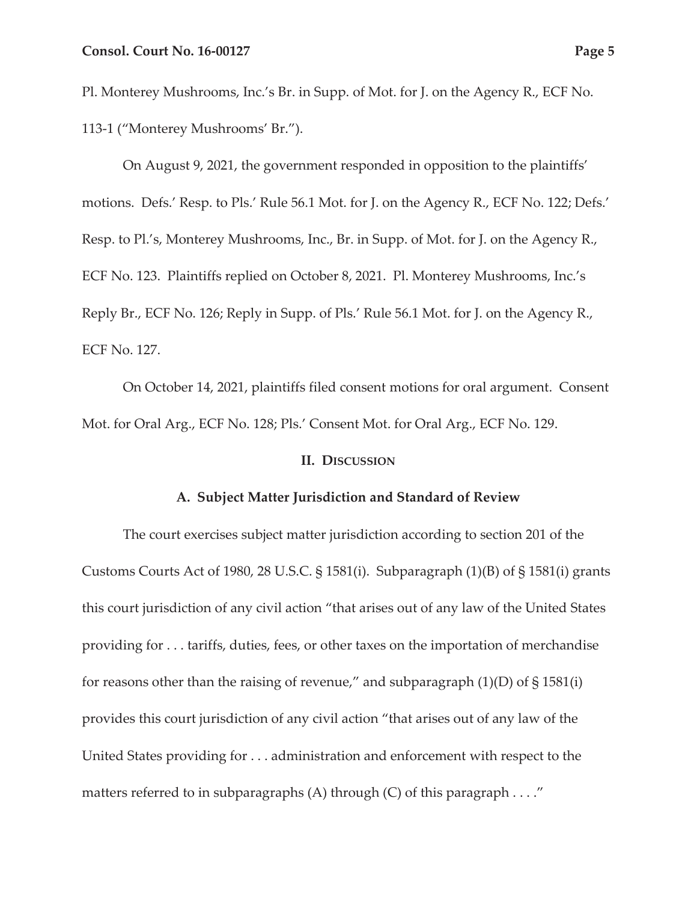Pl. Monterey Mushrooms, Inc.'s Br. in Supp. of Mot. for J. on the Agency R., ECF No. 113-1 ("Monterey Mushrooms' Br.").

On August 9, 2021, the government responded in opposition to the plaintiffs' motions. Defs.' Resp. to Pls.' Rule 56.1 Mot. for J. on the Agency R., ECF No. 122; Defs.' Resp. to Pl.'s, Monterey Mushrooms, Inc., Br. in Supp. of Mot. for J. on the Agency R., ECF No. 123. Plaintiffs replied on October 8, 2021. Pl. Monterey Mushrooms, Inc.'s Reply Br., ECF No. 126; Reply in Supp. of Pls.' Rule 56.1 Mot. for J. on the Agency R., ECF No. 127.

On October 14, 2021, plaintiffs filed consent motions for oral argument. Consent Mot. for Oral Arg., ECF No. 128; Pls.' Consent Mot. for Oral Arg., ECF No. 129.

## II. Discussion

### A. Subject Matter Jurisdiction and Standard of Review

The court exercises subject matter jurisdiction according to section 201 of the Customs Courts Act of 1980, 28 U.S.C. § 1581(i). Subparagraph (1)(B) of § 1581(i) grants this court jurisdiction of any civil action "that arises out of any law of the United States providing for . . . tariffs, duties, fees, or other taxes on the importation of merchandise for reasons other than the raising of revenue," and subparagraph (1)(D) of § 1581(i) provides this court jurisdiction of any civil action "that arises out of any law of the United States providing for . . . administration and enforcement with respect to the matters referred to in subparagraphs (A) through (C) of this paragraph . . . ."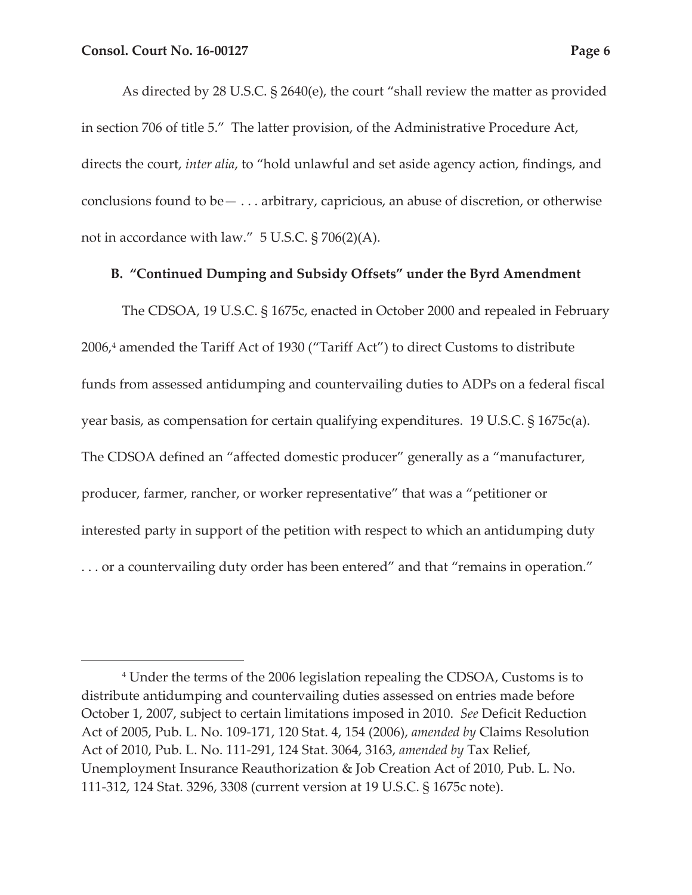As directed by 28 U.S.C. § 2640(e), the court "shall review the matter as provided in section 706 of title 5." The latter provision, of the Administrative Procedure Act, directs the court, *inter alia*, to "hold unlawful and set aside agency action, findings, and conclusions found to be— . . . arbitrary, capricious, an abuse of discretion, or otherwise not in accordance with law." 5 U.S.C. § 706(2)(A).

**B. "Continued Dumping and Subsidy Offsets" under the Byrd Amendment**

The CDSOA, 19 U.S.C. § 1675c, enacted in October 2000 and repealed in February 2006,[4] amended the Tariff Act of 1930 ("Tariff Act") to direct Customs to distribute funds from assessed antidumping and countervailing duties to ADPs on a federal fiscal year basis, as compensation for certain qualifying expenditures. 19 U.S.C. § 1675c(a). The CDSOA defined an "affected domestic producer" generally as a "manufacturer, producer, farmer, rancher, or worker representative" that was a "petitioner or interested party in support of the petition with respect to which an antidumping duty . . . or a countervailing duty order has been entered" and that "remains in operation."

---

[4] Under the terms of the 2006 legislation repealing the CDSOA, Customs is to distribute antidumping and countervailing duties assessed on entries made before October 1, 2007, subject to certain limitations imposed in 2010. *See* Deficit Reduction Act of 2005, Pub. L. No. 109-171, 120 Stat. 4, 154 (2006), *amended by* Claims Resolution Act of 2010, Pub. L. No. 111-291, 124 Stat. 3064, 3163, *amended by* Tax Relief, Unemployment Insurance Reauthorization & Job Creation Act of 2010, Pub. L. No. 111-312, 124 Stat. 3296, 3308 (current version at 19 U.S.C. § 1675c note).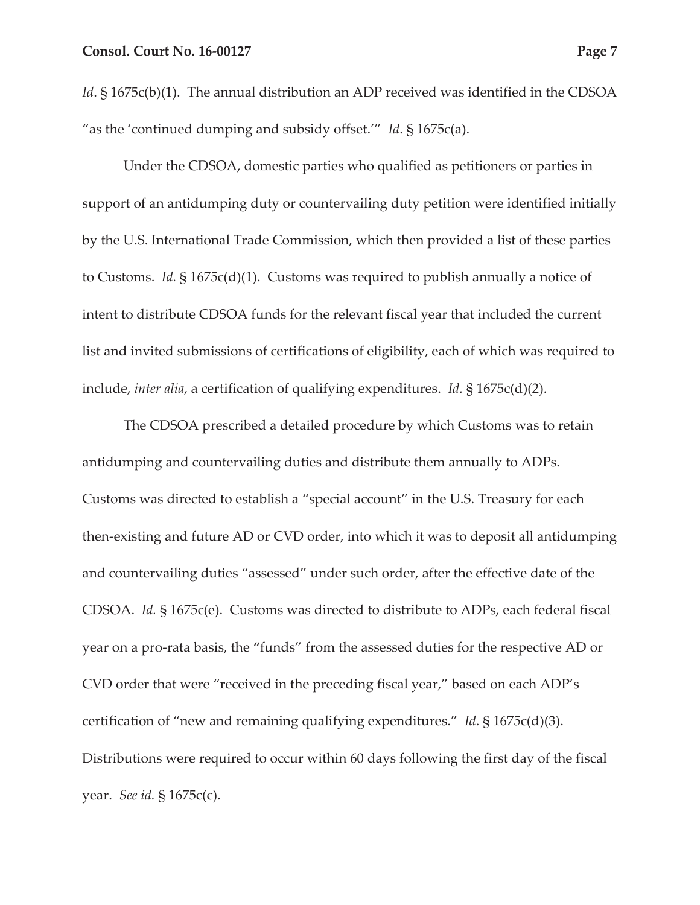*Id*. § 1675c(b)(1). The annual distribution an ADP received was identified in the CDSOA "as the 'continued dumping and subsidy offset.'" *Id*. § 1675c(a).

Under the CDSOA, domestic parties who qualified as petitioners or parties in support of an antidumping duty or countervailing duty petition were identified initially by the U.S. International Trade Commission, which then provided a list of these parties to Customs. *Id.* § 1675c(d)(1). Customs was required to publish annually a notice of intent to distribute CDSOA funds for the relevant fiscal year that included the current list and invited submissions of certifications of eligibility, each of which was required to include, *inter alia*, a certification of qualifying expenditures. *Id.* § 1675c(d)(2).

The CDSOA prescribed a detailed procedure by which Customs was to retain antidumping and countervailing duties and distribute them annually to ADPs. Customs was directed to establish a "special account" in the U.S. Treasury for each then-existing and future AD or CVD order, into which it was to deposit all antidumping and countervailing duties "assessed" under such order, after the effective date of the CDSOA. *Id.* § 1675c(e). Customs was directed to distribute to ADPs, each federal fiscal year on a pro-rata basis, the "funds" from the assessed duties for the respective AD or CVD order that were "received in the preceding fiscal year," based on each ADP's certification of "new and remaining qualifying expenditures." *Id*. § 1675c(d)(3). Distributions were required to occur within 60 days following the first day of the fiscal year. *See id.* § 1675c(c).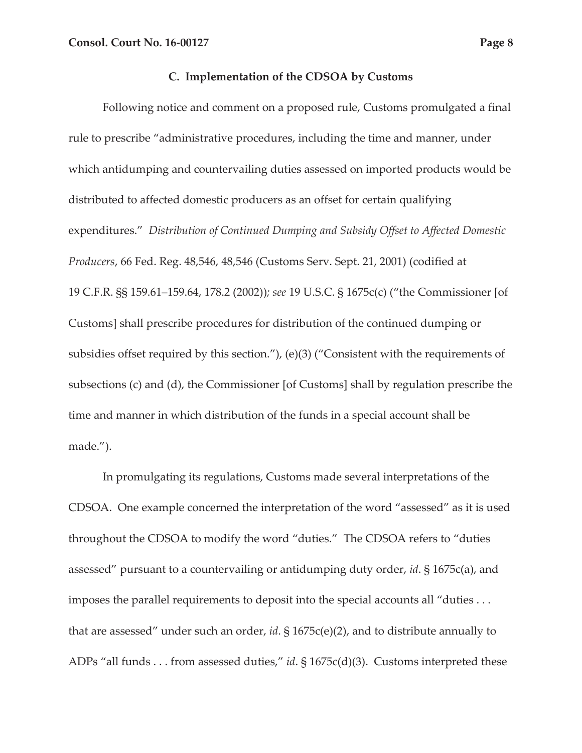### C. Implementation of the CDSOA by Customs

Following notice and comment on a proposed rule, Customs promulgated a final rule to prescribe "administrative procedures, including the time and manner, under which antidumping and countervailing duties assessed on imported products would be distributed to affected domestic producers as an offset for certain qualifying expenditures." *Distribution of Continued Dumping and Subsidy Offset to Affected Domestic Producers*, 66 Fed. Reg. 48,546, 48,546 (Customs Serv. Sept. 21, 2001) (codified at 19 C.F.R. §§ 159.61–159.64, 178.2 (2002)); *see* 19 U.S.C. § 1675c(c) ("the Commissioner [of Customs] shall prescribe procedures for distribution of the continued dumping or subsidies offset required by this section."), (e)(3) ("Consistent with the requirements of subsections (c) and (d), the Commissioner [of Customs] shall by regulation prescribe the time and manner in which distribution of the funds in a special account shall be made.").

In promulgating its regulations, Customs made several interpretations of the CDSOA. One example concerned the interpretation of the word "assessed" as it is used throughout the CDSOA to modify the word "duties." The CDSOA refers to "duties assessed" pursuant to a countervailing or antidumping duty order, *id*. § 1675c(a), and imposes the parallel requirements to deposit into the special accounts all "duties . . . that are assessed" under such an order, *id*. § 1675c(e)(2), and to distribute annually to ADPs "all funds . . . from assessed duties," *id*. § 1675c(d)(3). Customs interpreted these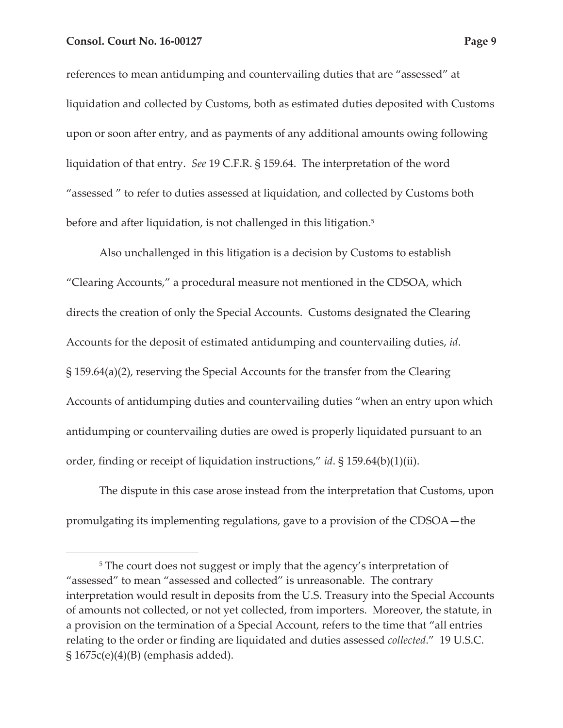references to mean antidumping and countervailing duties that are "assessed" at liquidation and collected by Customs, both as estimated duties deposited with Customs upon or soon after entry, and as payments of any additional amounts owing following liquidation of that entry. *See* 19 C.F.R. § 159.64. The interpretation of the word "assessed " to refer to duties assessed at liquidation, and collected by Customs both before and after liquidation, is not challenged in this litigation.[5]

Also unchallenged in this litigation is a decision by Customs to establish "Clearing Accounts," a procedural measure not mentioned in the CDSOA, which directs the creation of only the Special Accounts. Customs designated the Clearing Accounts for the deposit of estimated antidumping and countervailing duties, *id*. § 159.64(a)(2), reserving the Special Accounts for the transfer from the Clearing Accounts of antidumping duties and countervailing duties "when an entry upon which antidumping or countervailing duties are owed is properly liquidated pursuant to an order, finding or receipt of liquidation instructions," *id*. § 159.64(b)(1)(ii).

The dispute in this case arose instead from the interpretation that Customs, upon promulgating its implementing regulations, gave to a provision of the CDSOA—the

---

[5] The court does not suggest or imply that the agency's interpretation of "assessed" to mean "assessed and collected" is unreasonable. The contrary interpretation would result in deposits from the U.S. Treasury into the Special Accounts of amounts not collected, or not yet collected, from importers. Moreover, the statute, in a provision on the termination of a Special Account, refers to the time that "all entries relating to the order or finding are liquidated and duties assessed *collected*." 19 U.S.C. § 1675c(e)(4)(B) (emphasis added).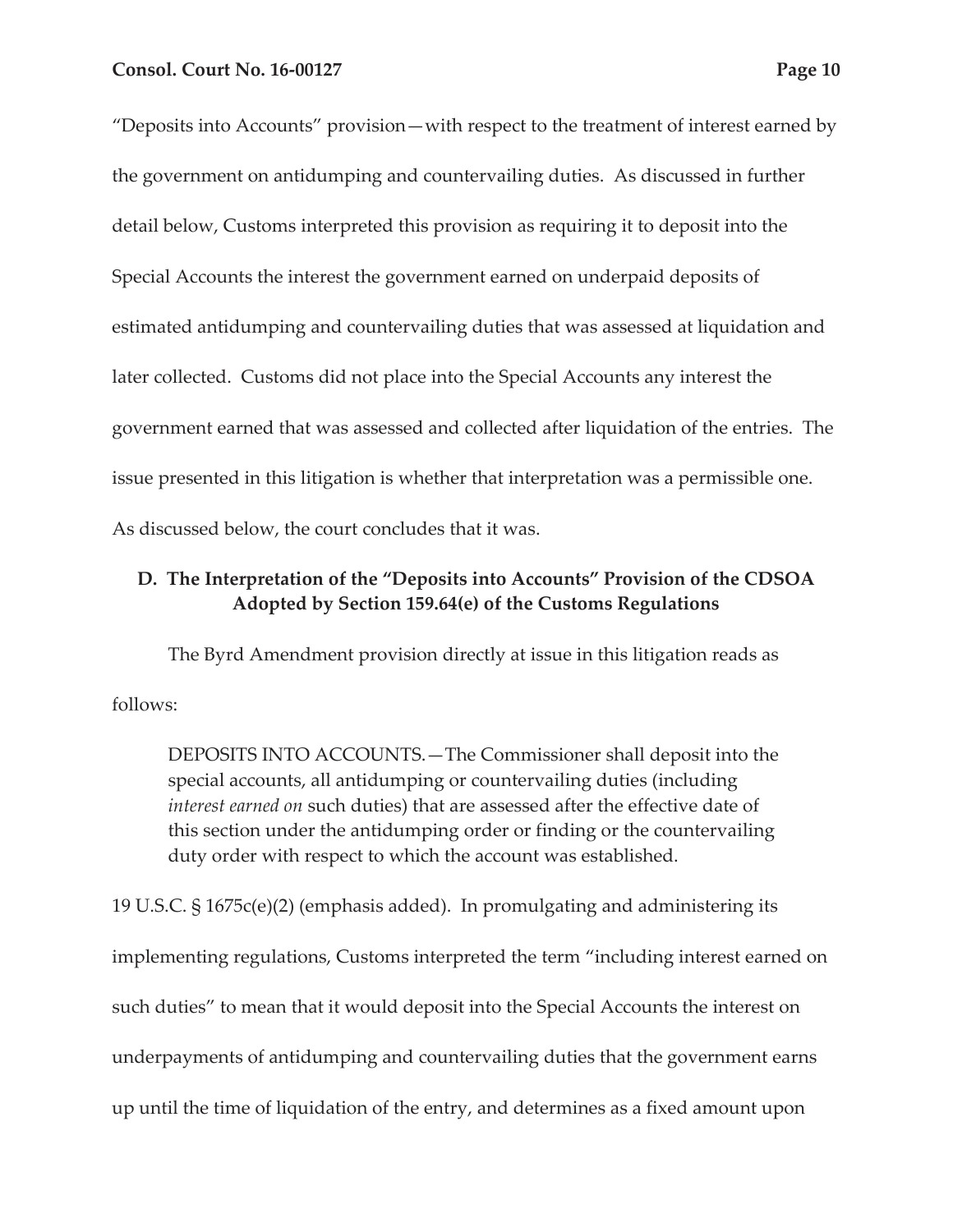"Deposits into Accounts" provision—with respect to the treatment of interest earned by the government on antidumping and countervailing duties. As discussed in further detail below, Customs interpreted this provision as requiring it to deposit into the Special Accounts the interest the government earned on underpaid deposits of estimated antidumping and countervailing duties that was assessed at liquidation and later collected. Customs did not place into the Special Accounts any interest the government earned that was assessed and collected after liquidation of the entries. The issue presented in this litigation is whether that interpretation was a permissible one. As discussed below, the court concludes that it was.

### D. The Interpretation of the "Deposits into Accounts" Provision of the CDSOA Adopted by Section 159.64(e) of the Customs Regulations

The Byrd Amendment provision directly at issue in this litigation reads as follows:

> DEPOSITS INTO ACCOUNTS.—The Commissioner shall deposit into the special accounts, all antidumping or countervailing duties (including *interest earned on* such duties) that are assessed after the effective date of this section under the antidumping order or finding or the countervailing duty order with respect to which the account was established.

19 U.S.C. § 1675c(e)(2) (emphasis added). In promulgating and administering its implementing regulations, Customs interpreted the term "including interest earned on such duties" to mean that it would deposit into the Special Accounts the interest on underpayments of antidumping and countervailing duties that the government earns up until the time of liquidation of the entry, and determines as a fixed amount upon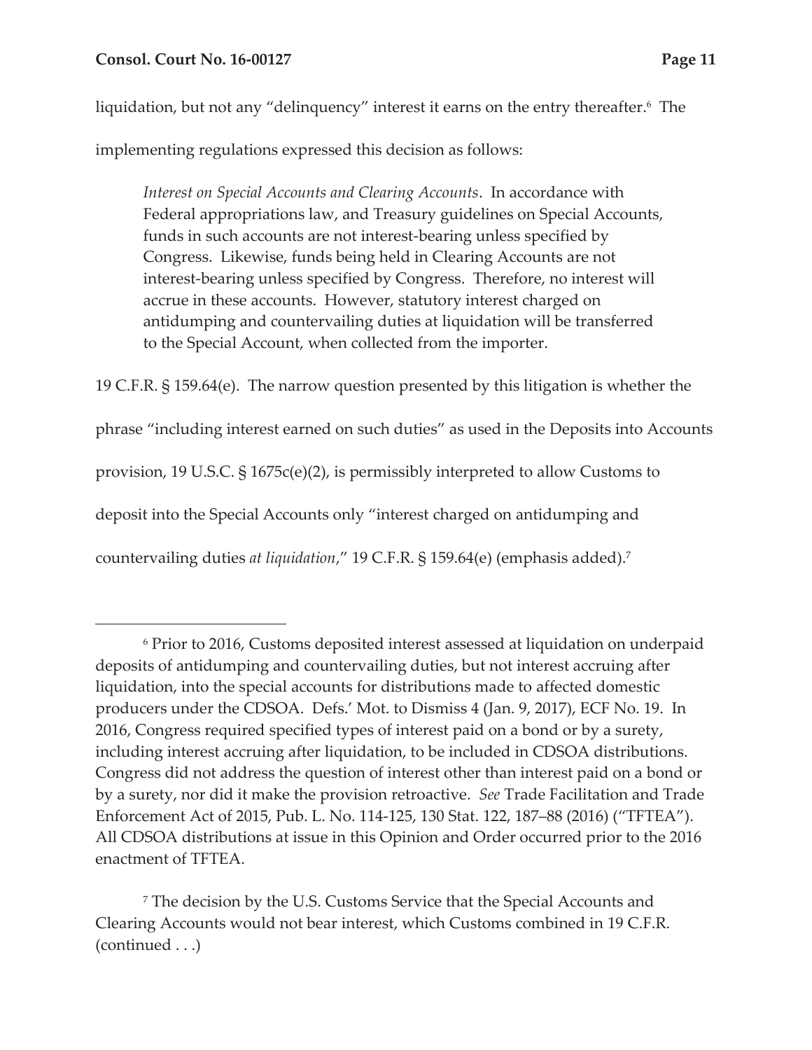liquidation, but not any "delinquency" interest it earns on the entry thereafter.[6] The implementing regulations expressed this decision as follows:

> *Interest on Special Accounts and Clearing Accounts*. In accordance with Federal appropriations law, and Treasury guidelines on Special Accounts, funds in such accounts are not interest-bearing unless specified by Congress. Likewise, funds being held in Clearing Accounts are not interest-bearing unless specified by Congress. Therefore, no interest will accrue in these accounts. However, statutory interest charged on antidumping and countervailing duties at liquidation will be transferred to the Special Account, when collected from the importer.

19 C.F.R. § 159.64(e). The narrow question presented by this litigation is whether the phrase "including interest earned on such duties" as used in the Deposits into Accounts provision, 19 U.S.C. § 1675c(e)(2), is permissibly interpreted to allow Customs to deposit into the Special Accounts only "interest charged on antidumping and countervailing duties *at liquidation*," 19 C.F.R. § 159.64(e) (emphasis added).[7]

---

[6] Prior to 2016, Customs deposited interest assessed at liquidation on underpaid deposits of antidumping and countervailing duties, but not interest accruing after liquidation, into the special accounts for distributions made to affected domestic producers under the CDSOA. Defs.' Mot. to Dismiss 4 (Jan. 9, 2017), ECF No. 19. In 2016, Congress required specified types of interest paid on a bond or by a surety, including interest accruing after liquidation, to be included in CDSOA distributions. Congress did not address the question of interest other than interest paid on a bond or by a surety, nor did it make the provision retroactive. *See* Trade Facilitation and Trade Enforcement Act of 2015, Pub. L. No. 114-125, 130 Stat. 122, 187–88 (2016) ("TFTEA"). All CDSOA distributions at issue in this Opinion and Order occurred prior to the 2016 enactment of TFTEA.

[7] The decision by the U.S. Customs Service that the Special Accounts and Clearing Accounts would not bear interest, which Customs combined in 19 C.F.R. (continued . . .)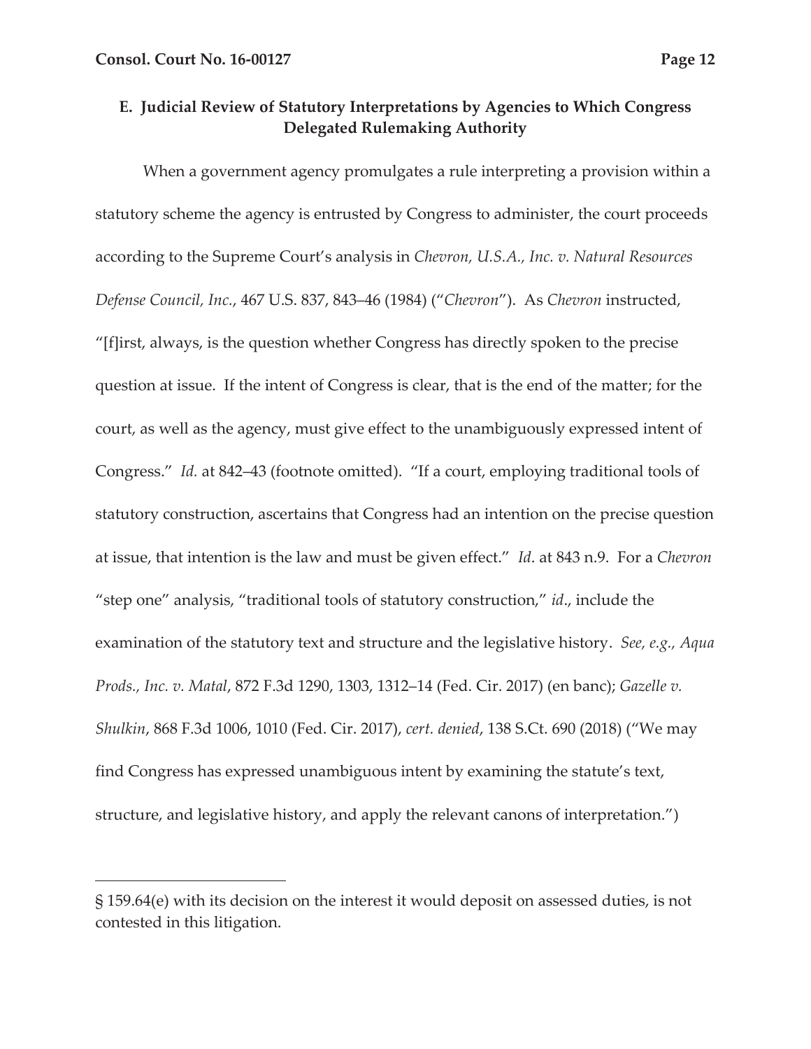### E. Judicial Review of Statutory Interpretations by Agencies to Which Congress Delegated Rulemaking Authority

When a government agency promulgates a rule interpreting a provision within a statutory scheme the agency is entrusted by Congress to administer, the court proceeds according to the Supreme Court's analysis in *Chevron, U.S.A., Inc. v. Natural Resources Defense Council, Inc.*, 467 U.S. 837, 843–46 (1984) ("*Chevron*"). As *Chevron* instructed, "[f]irst, always, is the question whether Congress has directly spoken to the precise question at issue. If the intent of Congress is clear, that is the end of the matter; for the court, as well as the agency, must give effect to the unambiguously expressed intent of Congress." *Id.* at 842–43 (footnote omitted). "If a court, employing traditional tools of statutory construction, ascertains that Congress had an intention on the precise question at issue, that intention is the law and must be given effect." *Id*. at 843 n.9. For a *Chevron* "step one" analysis, "traditional tools of statutory construction," *id*., include the examination of the statutory text and structure and the legislative history. *See, e.g., Aqua Prods., Inc. v. Matal*, 872 F.3d 1290, 1303, 1312–14 (Fed. Cir. 2017) (en banc); *Gazelle v. Shulkin*, 868 F.3d 1006, 1010 (Fed. Cir. 2017), *cert. denied*, 138 S.Ct. 690 (2018) ("We may find Congress has expressed unambiguous intent by examining the statute's text, structure, and legislative history, and apply the relevant canons of interpretation.")

---

§ 159.64(e) with its decision on the interest it would deposit on assessed duties, is not contested in this litigation.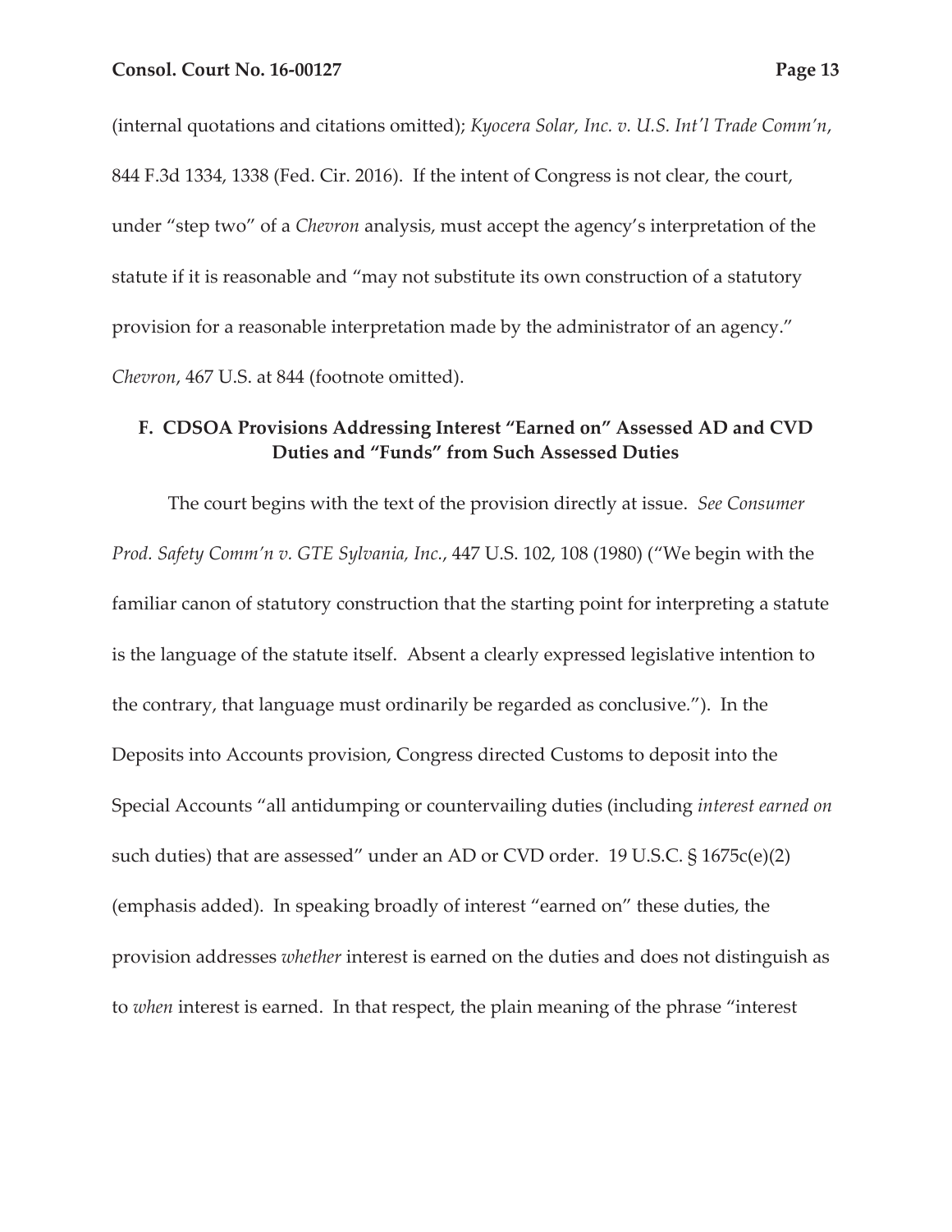(internal quotations and citations omitted); *Kyocera Solar, Inc. v. U.S. Int'l Trade Comm'n*, 844 F.3d 1334, 1338 (Fed. Cir. 2016). If the intent of Congress is not clear, the court, under "step two" of a *Chevron* analysis, must accept the agency's interpretation of the statute if it is reasonable and "may not substitute its own construction of a statutory provision for a reasonable interpretation made by the administrator of an agency." *Chevron*, 467 U.S. at 844 (footnote omitted).

### F. CDSOA Provisions Addressing Interest "Earned on" Assessed AD and CVD Duties and "Funds" from Such Assessed Duties

The court begins with the text of the provision directly at issue. *See Consumer Prod. Safety Comm'n v. GTE Sylvania, Inc.*, 447 U.S. 102, 108 (1980) ("We begin with the familiar canon of statutory construction that the starting point for interpreting a statute is the language of the statute itself. Absent a clearly expressed legislative intention to the contrary, that language must ordinarily be regarded as conclusive."). In the Deposits into Accounts provision, Congress directed Customs to deposit into the Special Accounts "all antidumping or countervailing duties (including *interest earned on* such duties) that are assessed" under an AD or CVD order. 19 U.S.C. § 1675c(e)(2) (emphasis added). In speaking broadly of interest "earned on" these duties, the provision addresses *whether* interest is earned on the duties and does not distinguish as to *when* interest is earned. In that respect, the plain meaning of the phrase "interest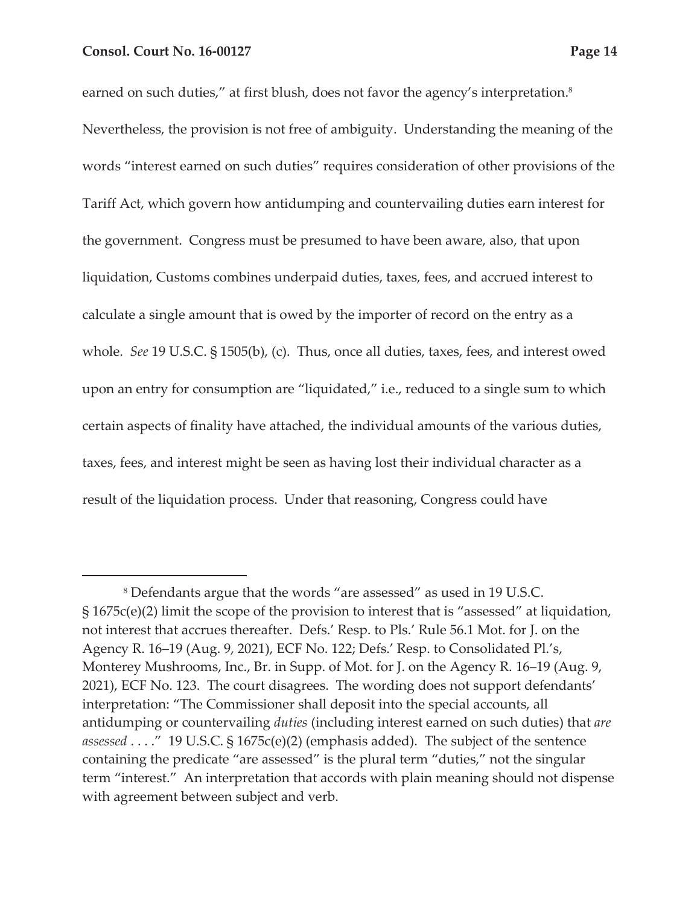earned on such duties," at first blush, does not favor the agency's interpretation.[8] Nevertheless, the provision is not free of ambiguity. Understanding the meaning of the words "interest earned on such duties" requires consideration of other provisions of the Tariff Act, which govern how antidumping and countervailing duties earn interest for the government. Congress must be presumed to have been aware, also, that upon liquidation, Customs combines underpaid duties, taxes, fees, and accrued interest to calculate a single amount that is owed by the importer of record on the entry as a whole. *See* 19 U.S.C. § 1505(b), (c). Thus, once all duties, taxes, fees, and interest owed upon an entry for consumption are "liquidated," i.e., reduced to a single sum to which certain aspects of finality have attached, the individual amounts of the various duties, taxes, fees, and interest might be seen as having lost their individual character as a result of the liquidation process. Under that reasoning, Congress could have

---

[8] Defendants argue that the words "are assessed" as used in 19 U.S.C. § 1675c(e)(2) limit the scope of the provision to interest that is "assessed" at liquidation, not interest that accrues thereafter. Defs.' Resp. to Pls.' Rule 56.1 Mot. for J. on the Agency R. 16–19 (Aug. 9, 2021), ECF No. 122; Defs.' Resp. to Consolidated Pl.'s, Monterey Mushrooms, Inc., Br. in Supp. of Mot. for J. on the Agency R. 16–19 (Aug. 9, 2021), ECF No. 123. The court disagrees. The wording does not support defendants' interpretation: "The Commissioner shall deposit into the special accounts, all antidumping or countervailing *duties* (including interest earned on such duties) that *are assessed* . . . ." 19 U.S.C. § 1675c(e)(2) (emphasis added). The subject of the sentence containing the predicate "are assessed" is the plural term "duties," not the singular term "interest." An interpretation that accords with plain meaning should not dispense with agreement between subject and verb.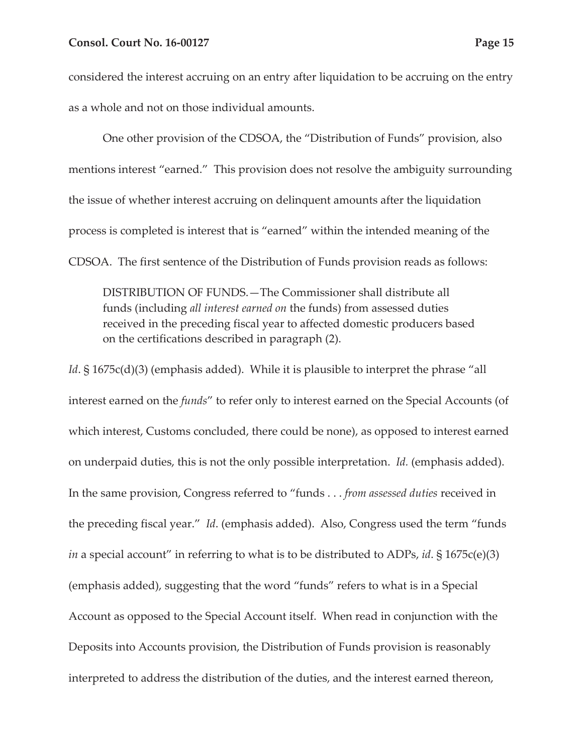considered the interest accruing on an entry after liquidation to be accruing on the entry as a whole and not on those individual amounts.

One other provision of the CDSOA, the "Distribution of Funds" provision, also mentions interest "earned." This provision does not resolve the ambiguity surrounding the issue of whether interest accruing on delinquent amounts after the liquidation process is completed is interest that is "earned" within the intended meaning of the CDSOA. The first sentence of the Distribution of Funds provision reads as follows:

> DISTRIBUTION OF FUNDS.—The Commissioner shall distribute all funds (including *all interest earned on* the funds) from assessed duties received in the preceding fiscal year to affected domestic producers based on the certifications described in paragraph (2).

*Id*. § 1675c(d)(3) (emphasis added). While it is plausible to interpret the phrase "all interest earned on the *funds*" to refer only to interest earned on the Special Accounts (of which interest, Customs concluded, there could be none), as opposed to interest earned on underpaid duties, this is not the only possible interpretation. *Id.* (emphasis added). In the same provision, Congress referred to "funds . . . *from assessed duties* received in the preceding fiscal year." *Id*. (emphasis added). Also, Congress used the term "funds *in* a special account" in referring to what is to be distributed to ADPs, *id*. § 1675c(e)(3) (emphasis added), suggesting that the word "funds" refers to what is in a Special Account as opposed to the Special Account itself. When read in conjunction with the Deposits into Accounts provision, the Distribution of Funds provision is reasonably interpreted to address the distribution of the duties, and the interest earned thereon,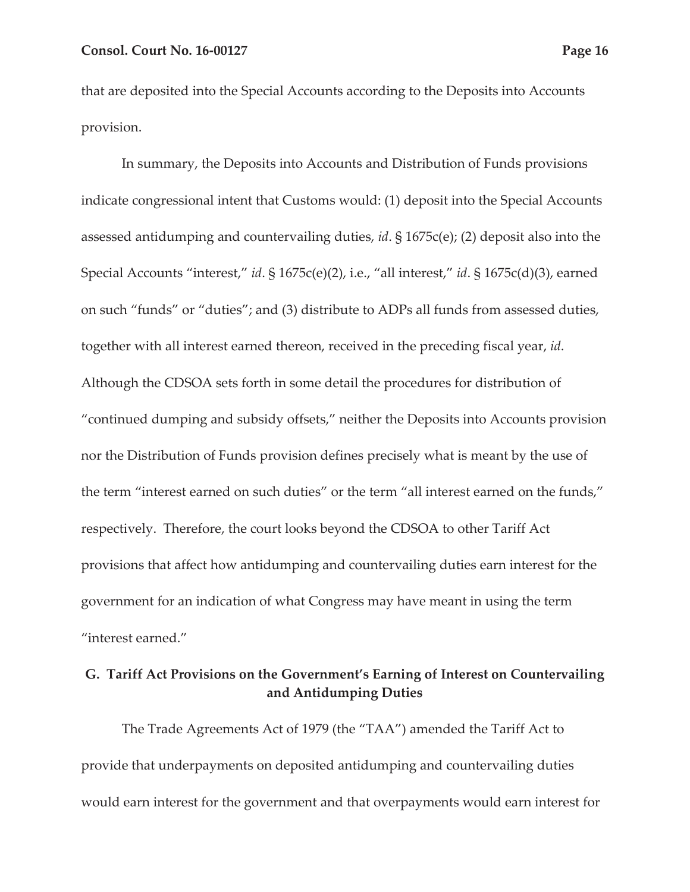that are deposited into the Special Accounts according to the Deposits into Accounts provision.

In summary, the Deposits into Accounts and Distribution of Funds provisions indicate congressional intent that Customs would: (1) deposit into the Special Accounts assessed antidumping and countervailing duties, *id*. § 1675c(e); (2) deposit also into the Special Accounts "interest," *id*. § 1675c(e)(2), i.e., "all interest," *id*. § 1675c(d)(3), earned on such "funds" or "duties"; and (3) distribute to ADPs all funds from assessed duties, together with all interest earned thereon, received in the preceding fiscal year, *id*. Although the CDSOA sets forth in some detail the procedures for distribution of "continued dumping and subsidy offsets," neither the Deposits into Accounts provision nor the Distribution of Funds provision defines precisely what is meant by the use of the term "interest earned on such duties" or the term "all interest earned on the funds," respectively. Therefore, the court looks beyond the CDSOA to other Tariff Act provisions that affect how antidumping and countervailing duties earn interest for the government for an indication of what Congress may have meant in using the term "interest earned."

### G. Tariff Act Provisions on the Government's Earning of Interest on Countervailing and Antidumping Duties

The Trade Agreements Act of 1979 (the "TAA") amended the Tariff Act to provide that underpayments on deposited antidumping and countervailing duties would earn interest for the government and that overpayments would earn interest for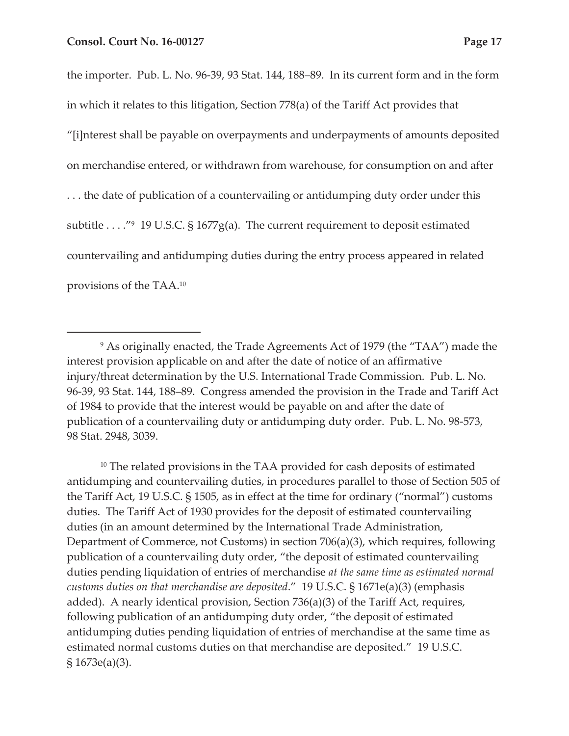the importer. Pub. L. No. 96-39, 93 Stat. 144, 188–89. In its current form and in the form in which it relates to this litigation, Section 778(a) of the Tariff Act provides that "[i]nterest shall be payable on overpayments and underpayments of amounts deposited on merchandise entered, or withdrawn from warehouse, for consumption on and after . . . the date of publication of a countervailing or antidumping duty order under this subtitle . . . ."[9] 19 U.S.C. § 1677g(a). The current requirement to deposit estimated countervailing and antidumping duties during the entry process appeared in related provisions of the TAA.[10]

---

[9] As originally enacted, the Trade Agreements Act of 1979 (the "TAA") made the interest provision applicable on and after the date of notice of an affirmative injury/threat determination by the U.S. International Trade Commission. Pub. L. No. 96-39, 93 Stat. 144, 188–89. Congress amended the provision in the Trade and Tariff Act of 1984 to provide that the interest would be payable on and after the date of publication of a countervailing duty or antidumping duty order. Pub. L. No. 98-573, 98 Stat. 2948, 3039.

[10] The related provisions in the TAA provided for cash deposits of estimated antidumping and countervailing duties, in procedures parallel to those of Section 505 of the Tariff Act, 19 U.S.C. § 1505, as in effect at the time for ordinary ("normal") customs duties. The Tariff Act of 1930 provides for the deposit of estimated countervailing duties (in an amount determined by the International Trade Administration, Department of Commerce, not Customs) in section 706(a)(3), which requires, following publication of a countervailing duty order, "the deposit of estimated countervailing duties pending liquidation of entries of merchandise *at the same time as estimated normal customs duties on that merchandise are deposited*." 19 U.S.C. § 1671e(a)(3) (emphasis added). A nearly identical provision, Section 736(a)(3) of the Tariff Act, requires, following publication of an antidumping duty order, "the deposit of estimated antidumping duties pending liquidation of entries of merchandise at the same time as estimated normal customs duties on that merchandise are deposited." 19 U.S.C. § 1673e(a)(3).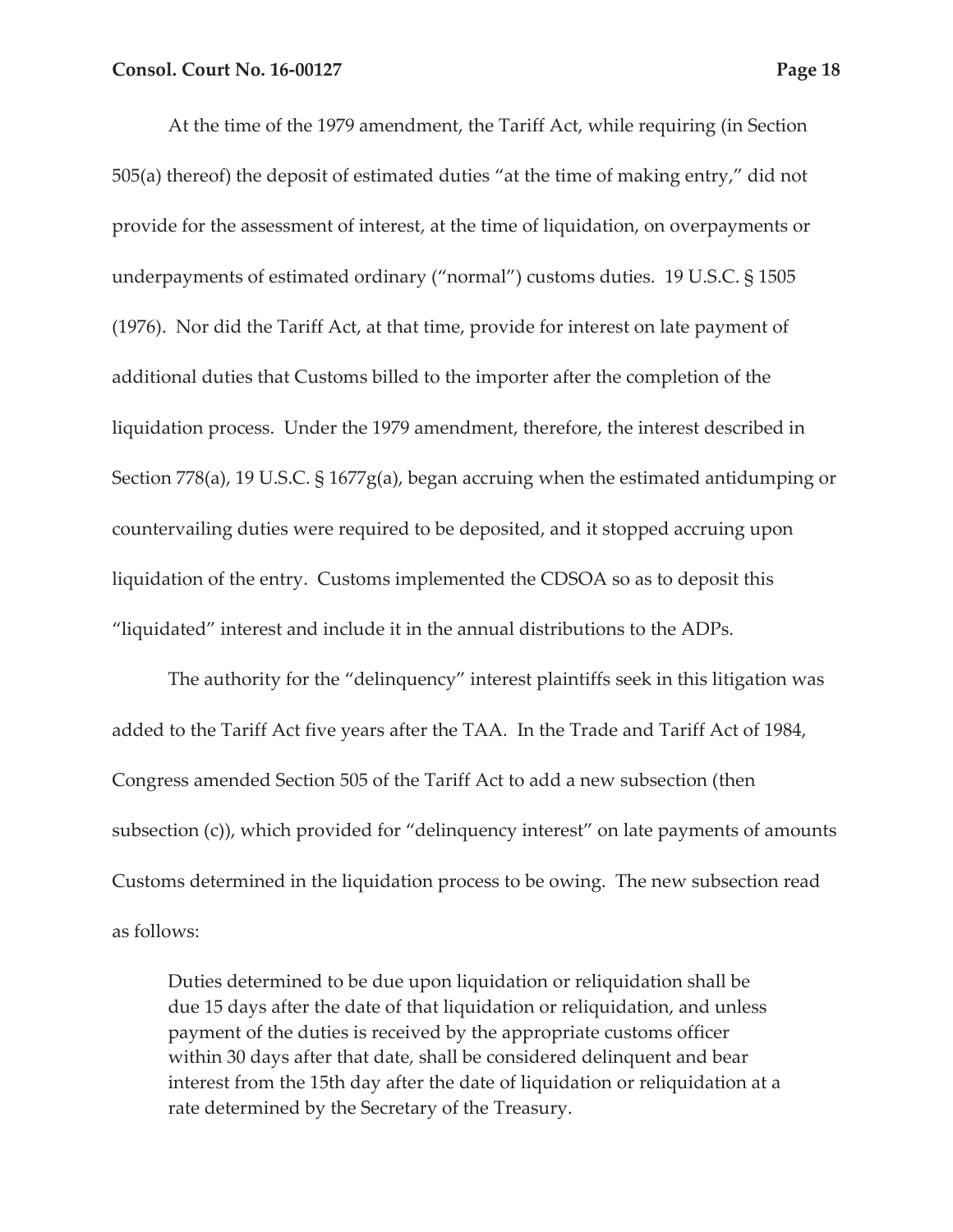At the time of the 1979 amendment, the Tariff Act, while requiring (in Section 505(a) thereof) the deposit of estimated duties "at the time of making entry," did not provide for the assessment of interest, at the time of liquidation, on overpayments or underpayments of estimated ordinary ("normal") customs duties. 19 U.S.C. § 1505 (1976). Nor did the Tariff Act, at that time, provide for interest on late payment of additional duties that Customs billed to the importer after the completion of the liquidation process. Under the 1979 amendment, therefore, the interest described in Section 778(a), 19 U.S.C. § 1677g(a), began accruing when the estimated antidumping or countervailing duties were required to be deposited, and it stopped accruing upon liquidation of the entry. Customs implemented the CDSOA so as to deposit this "liquidated" interest and include it in the annual distributions to the ADPs.

The authority for the "delinquency" interest plaintiffs seek in this litigation was added to the Tariff Act five years after the TAA. In the Trade and Tariff Act of 1984, Congress amended Section 505 of the Tariff Act to add a new subsection (then subsection (c)), which provided for "delinquency interest" on late payments of amounts Customs determined in the liquidation process to be owing. The new subsection read as follows:

> Duties determined to be due upon liquidation or reliquidation shall be due 15 days after the date of that liquidation or reliquidation, and unless payment of the duties is received by the appropriate customs officer within 30 days after that date, shall be considered delinquent and bear interest from the 15th day after the date of liquidation or reliquidation at a rate determined by the Secretary of the Treasury.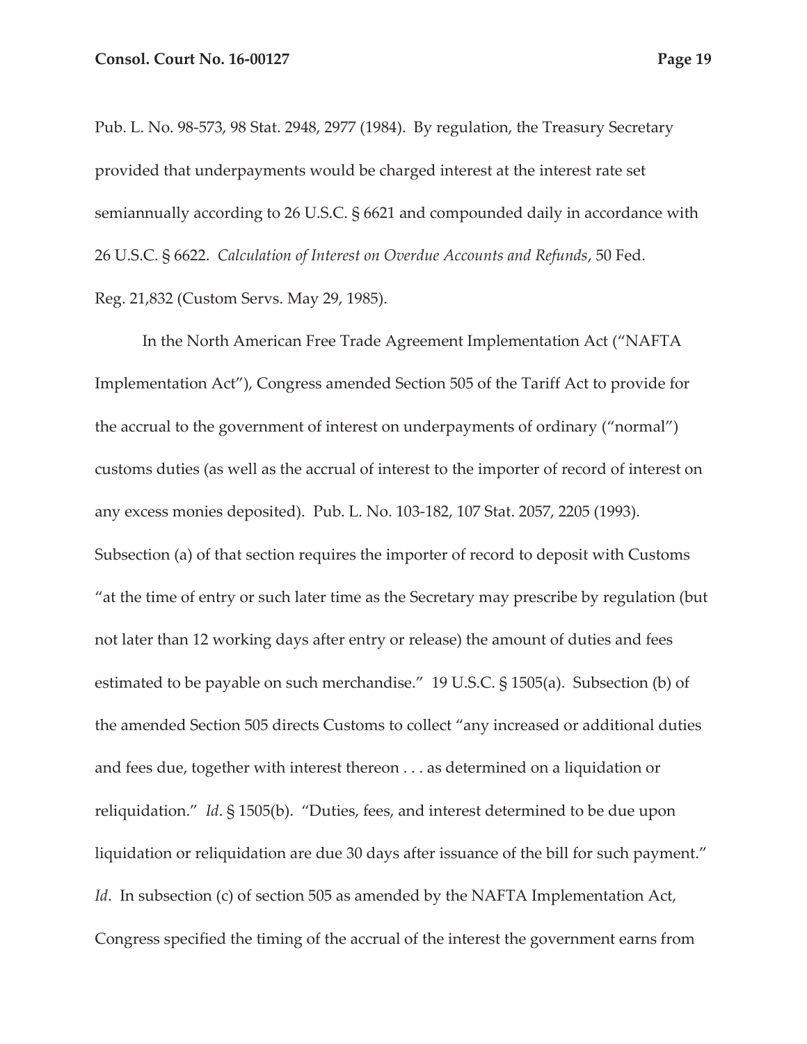Pub. L. No. 98-573, 98 Stat. 2948, 2977 (1984). By regulation, the Treasury Secretary provided that underpayments would be charged interest at the interest rate set semiannually according to 26 U.S.C. § 6621 and compounded daily in accordance with 26 U.S.C. § 6622. *Calculation of Interest on Overdue Accounts and Refunds*, 50 Fed. Reg. 21,832 (Custom Servs. May 29, 1985).

In the North American Free Trade Agreement Implementation Act ("NAFTA Implementation Act"), Congress amended Section 505 of the Tariff Act to provide for the accrual to the government of interest on underpayments of ordinary ("normal") customs duties (as well as the accrual of interest to the importer of record of interest on any excess monies deposited). Pub. L. No. 103-182, 107 Stat. 2057, 2205 (1993). Subsection (a) of that section requires the importer of record to deposit with Customs "at the time of entry or such later time as the Secretary may prescribe by regulation (but not later than 12 working days after entry or release) the amount of duties and fees estimated to be payable on such merchandise." 19 U.S.C. § 1505(a). Subsection (b) of the amended Section 505 directs Customs to collect "any increased or additional duties and fees due, together with interest thereon . . . as determined on a liquidation or reliquidation." *Id*. § 1505(b). "Duties, fees, and interest determined to be due upon liquidation or reliquidation are due 30 days after issuance of the bill for such payment." *Id*. In subsection (c) of section 505 as amended by the NAFTA Implementation Act, Congress specified the timing of the accrual of the interest the government earns from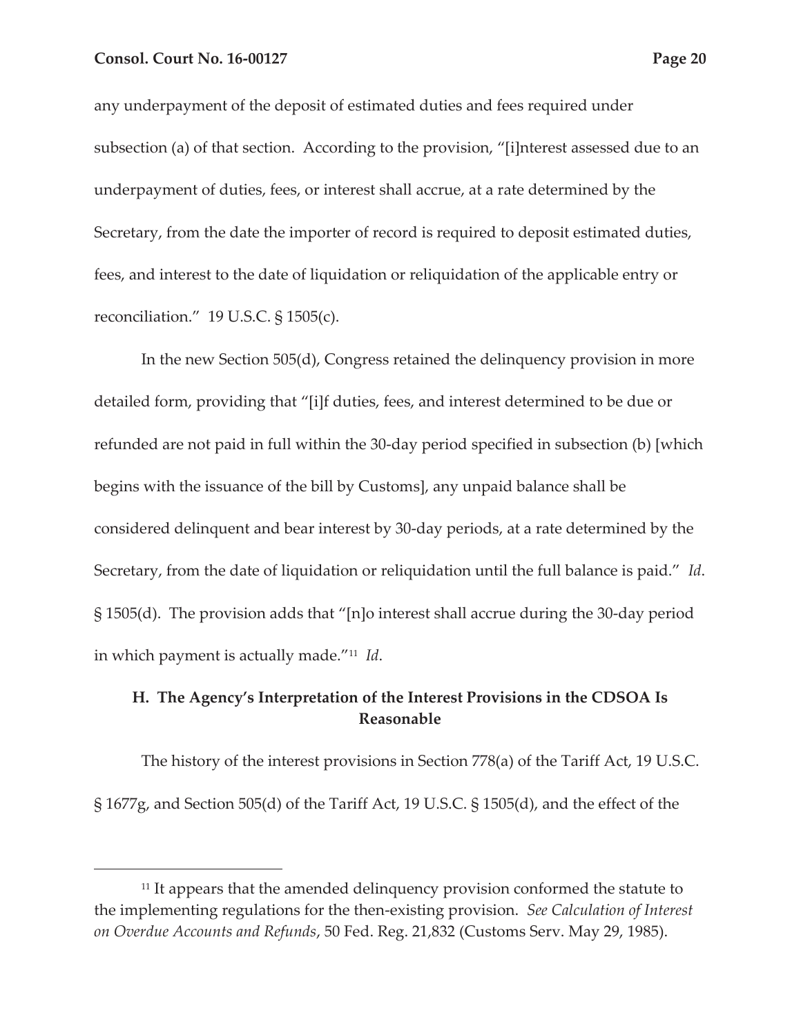any underpayment of the deposit of estimated duties and fees required under subsection (a) of that section. According to the provision, "[i]nterest assessed due to an underpayment of duties, fees, or interest shall accrue, at a rate determined by the Secretary, from the date the importer of record is required to deposit estimated duties, fees, and interest to the date of liquidation or reliquidation of the applicable entry or reconciliation." 19 U.S.C. § 1505(c).

In the new Section 505(d), Congress retained the delinquency provision in more detailed form, providing that "[i]f duties, fees, and interest determined to be due or refunded are not paid in full within the 30-day period specified in subsection (b) [which begins with the issuance of the bill by Customs], any unpaid balance shall be considered delinquent and bear interest by 30-day periods, at a rate determined by the Secretary, from the date of liquidation or reliquidation until the full balance is paid." *Id*. § 1505(d). The provision adds that "[n]o interest shall accrue during the 30-day period in which payment is actually made."[11] *Id*.

### H. The Agency's Interpretation of the Interest Provisions in the CDSOA Is Reasonable

The history of the interest provisions in Section 778(a) of the Tariff Act, 19 U.S.C. § 1677g, and Section 505(d) of the Tariff Act, 19 U.S.C. § 1505(d), and the effect of the

---

[11] It appears that the amended delinquency provision conformed the statute to the implementing regulations for the then-existing provision. *See Calculation of Interest on Overdue Accounts and Refunds*, 50 Fed. Reg. 21,832 (Customs Serv. May 29, 1985).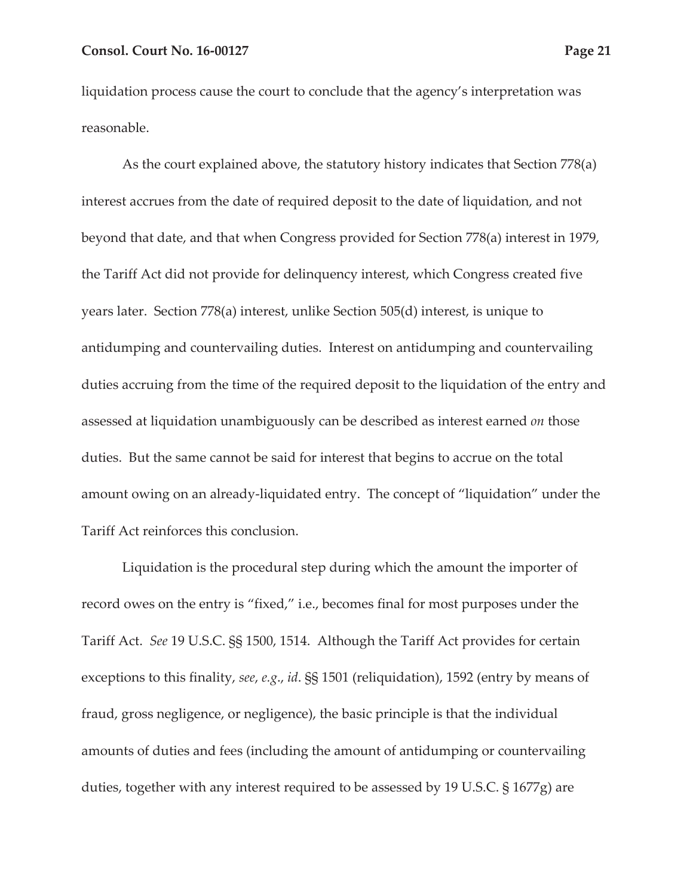liquidation process cause the court to conclude that the agency's interpretation was reasonable.

As the court explained above, the statutory history indicates that Section 778(a) interest accrues from the date of required deposit to the date of liquidation, and not beyond that date, and that when Congress provided for Section 778(a) interest in 1979, the Tariff Act did not provide for delinquency interest, which Congress created five years later. Section 778(a) interest, unlike Section 505(d) interest, is unique to antidumping and countervailing duties. Interest on antidumping and countervailing duties accruing from the time of the required deposit to the liquidation of the entry and assessed at liquidation unambiguously can be described as interest earned *on* those duties. But the same cannot be said for interest that begins to accrue on the total amount owing on an already-liquidated entry. The concept of "liquidation" under the Tariff Act reinforces this conclusion.

Liquidation is the procedural step during which the amount the importer of record owes on the entry is "fixed," i.e., becomes final for most purposes under the Tariff Act. *See* 19 U.S.C. §§ 1500, 1514. Although the Tariff Act provides for certain exceptions to this finality, *see*, *e.g.*, *id*. §§ 1501 (reliquidation), 1592 (entry by means of fraud, gross negligence, or negligence), the basic principle is that the individual amounts of duties and fees (including the amount of antidumping or countervailing duties, together with any interest required to be assessed by 19 U.S.C. § 1677g) are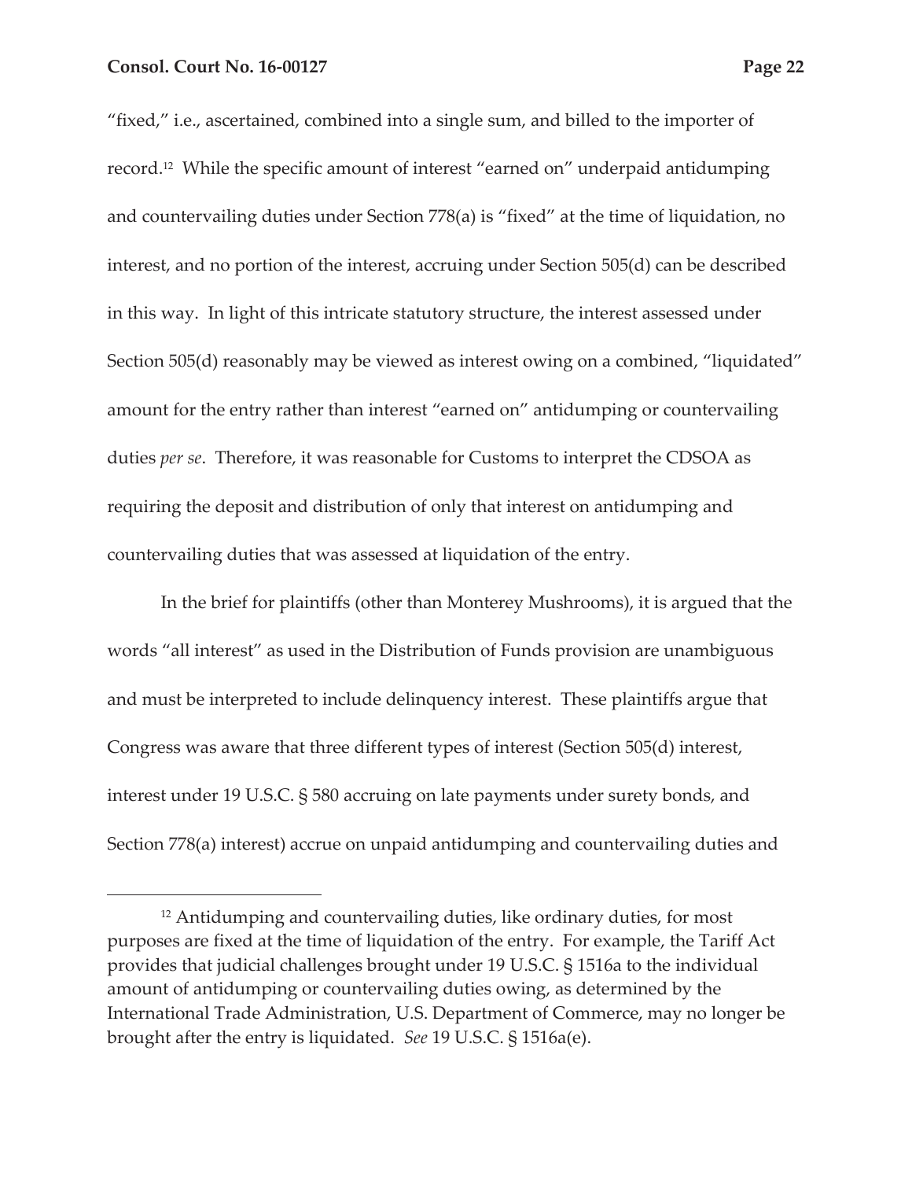"fixed," i.e., ascertained, combined into a single sum, and billed to the importer of record.[12] While the specific amount of interest "earned on" underpaid antidumping and countervailing duties under Section 778(a) is "fixed" at the time of liquidation, no interest, and no portion of the interest, accruing under Section 505(d) can be described in this way. In light of this intricate statutory structure, the interest assessed under Section 505(d) reasonably may be viewed as interest owing on a combined, "liquidated" amount for the entry rather than interest "earned on" antidumping or countervailing duties *per se*. Therefore, it was reasonable for Customs to interpret the CDSOA as requiring the deposit and distribution of only that interest on antidumping and countervailing duties that was assessed at liquidation of the entry.

In the brief for plaintiffs (other than Monterey Mushrooms), it is argued that the words "all interest" as used in the Distribution of Funds provision are unambiguous and must be interpreted to include delinquency interest. These plaintiffs argue that Congress was aware that three different types of interest (Section 505(d) interest, interest under 19 U.S.C. § 580 accruing on late payments under surety bonds, and Section 778(a) interest) accrue on unpaid antidumping and countervailing duties and

---

[12] Antidumping and countervailing duties, like ordinary duties, for most purposes are fixed at the time of liquidation of the entry. For example, the Tariff Act provides that judicial challenges brought under 19 U.S.C. § 1516a to the individual amount of antidumping or countervailing duties owing, as determined by the International Trade Administration, U.S. Department of Commerce, may no longer be brought after the entry is liquidated. *See* 19 U.S.C. § 1516a(e).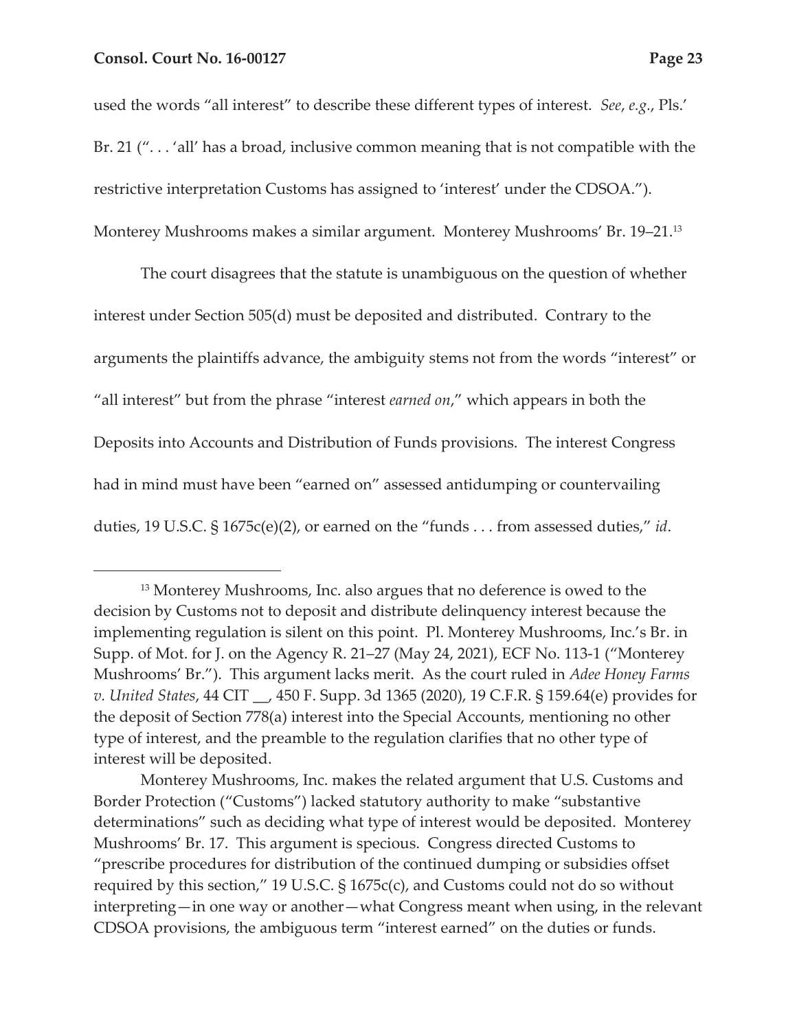used the words "all interest" to describe these different types of interest. *See*, *e.g.*, Pls.' Br. 21 (". . . 'all' has a broad, inclusive common meaning that is not compatible with the restrictive interpretation Customs has assigned to 'interest' under the CDSOA."). Monterey Mushrooms makes a similar argument. Monterey Mushrooms' Br. 19–21.[13]

The court disagrees that the statute is unambiguous on the question of whether interest under Section 505(d) must be deposited and distributed. Contrary to the arguments the plaintiffs advance, the ambiguity stems not from the words "interest" or "all interest" but from the phrase "interest *earned on*," which appears in both the Deposits into Accounts and Distribution of Funds provisions. The interest Congress had in mind must have been "earned on" assessed antidumping or countervailing duties, 19 U.S.C. § 1675c(e)(2), or earned on the "funds . . . from assessed duties," *id*.

---

[13] Monterey Mushrooms, Inc. also argues that no deference is owed to the decision by Customs not to deposit and distribute delinquency interest because the implementing regulation is silent on this point. Pl. Monterey Mushrooms, Inc.'s Br. in Supp. of Mot. for J. on the Agency R. 21–27 (May 24, 2021), ECF No. 113-1 ("Monterey Mushrooms' Br."). This argument lacks merit. As the court ruled in *Adee Honey Farms v. United States*, 44 CIT __, 450 F. Supp. 3d 1365 (2020), 19 C.F.R. § 159.64(e) provides for the deposit of Section 778(a) interest into the Special Accounts, mentioning no other type of interest, and the preamble to the regulation clarifies that no other type of interest will be deposited.

Monterey Mushrooms, Inc. makes the related argument that U.S. Customs and Border Protection ("Customs") lacked statutory authority to make "substantive determinations" such as deciding what type of interest would be deposited. Monterey Mushrooms' Br. 17. This argument is specious. Congress directed Customs to "prescribe procedures for distribution of the continued dumping or subsidies offset required by this section," 19 U.S.C. § 1675c(c), and Customs could not do so without interpreting—in one way or another—what Congress meant when using, in the relevant CDSOA provisions, the ambiguous term "interest earned" on the duties or funds.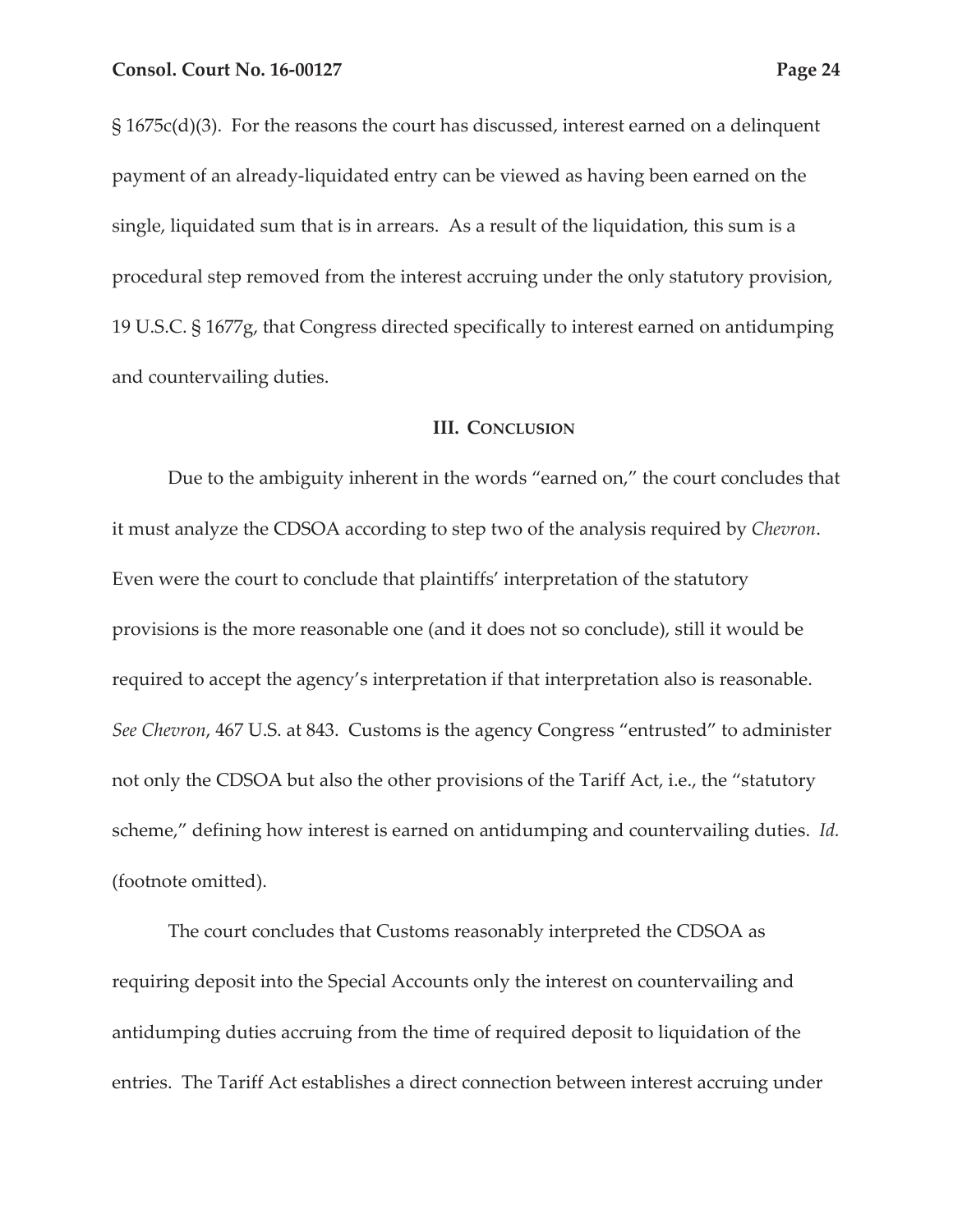§ 1675c(d)(3). For the reasons the court has discussed, interest earned on a delinquent payment of an already-liquidated entry can be viewed as having been earned on the single, liquidated sum that is in arrears. As a result of the liquidation, this sum is a procedural step removed from the interest accruing under the only statutory provision, 19 U.S.C. § 1677g, that Congress directed specifically to interest earned on antidumping and countervailing duties.

## III. CONCLUSION

Due to the ambiguity inherent in the words "earned on," the court concludes that it must analyze the CDSOA according to step two of the analysis required by *Chevron*. Even were the court to conclude that plaintiffs' interpretation of the statutory provisions is the more reasonable one (and it does not so conclude), still it would be required to accept the agency's interpretation if that interpretation also is reasonable. *See Chevron*, 467 U.S. at 843. Customs is the agency Congress "entrusted" to administer not only the CDSOA but also the other provisions of the Tariff Act, i.e., the "statutory scheme," defining how interest is earned on antidumping and countervailing duties. *Id.* (footnote omitted).

The court concludes that Customs reasonably interpreted the CDSOA as requiring deposit into the Special Accounts only the interest on countervailing and antidumping duties accruing from the time of required deposit to liquidation of the entries. The Tariff Act establishes a direct connection between interest accruing under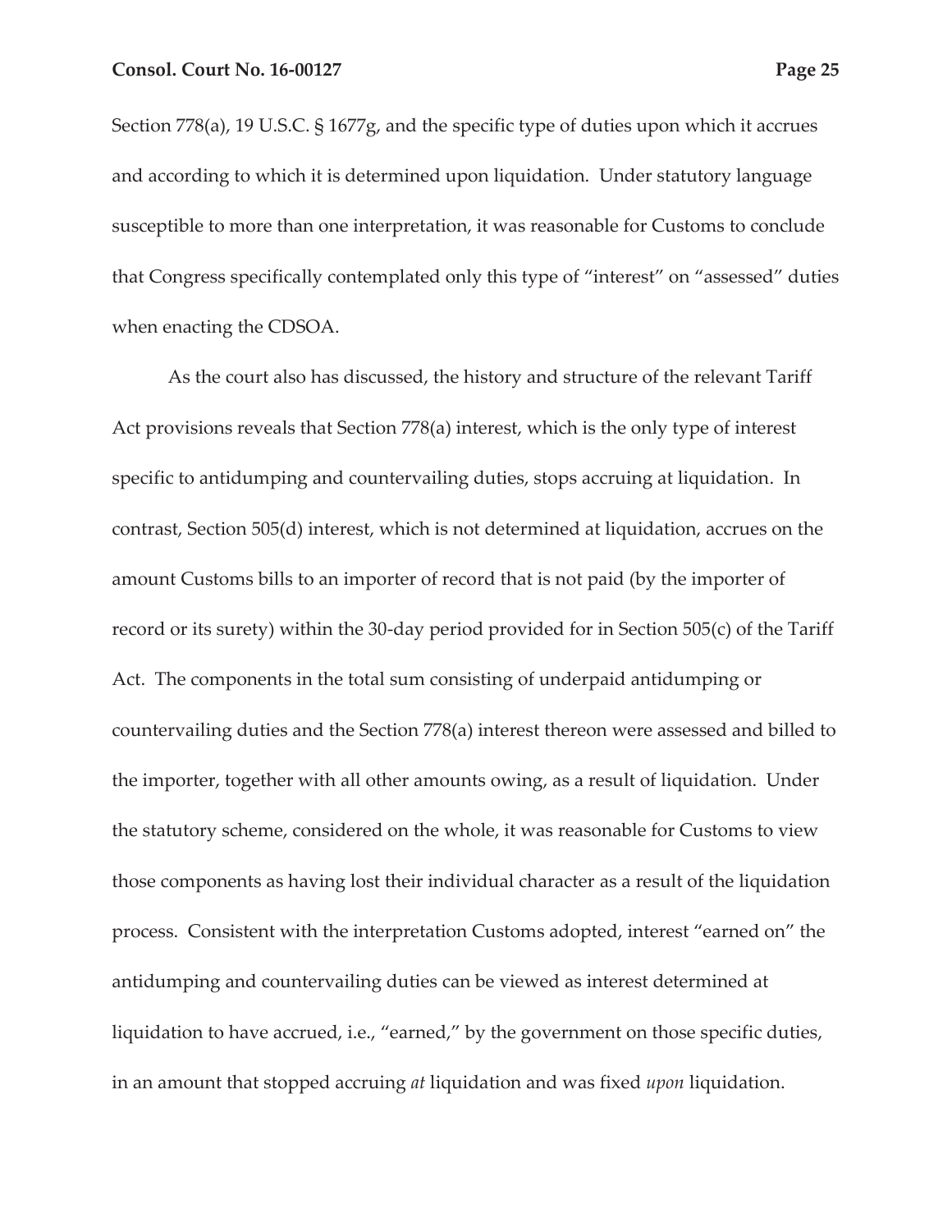Section 778(a), 19 U.S.C. § 1677g, and the specific type of duties upon which it accrues and according to which it is determined upon liquidation. Under statutory language susceptible to more than one interpretation, it was reasonable for Customs to conclude that Congress specifically contemplated only this type of "interest" on "assessed" duties when enacting the CDSOA.

As the court also has discussed, the history and structure of the relevant Tariff Act provisions reveals that Section 778(a) interest, which is the only type of interest specific to antidumping and countervailing duties, stops accruing at liquidation. In contrast, Section 505(d) interest, which is not determined at liquidation, accrues on the amount Customs bills to an importer of record that is not paid (by the importer of record or its surety) within the 30-day period provided for in Section 505(c) of the Tariff Act. The components in the total sum consisting of underpaid antidumping or countervailing duties and the Section 778(a) interest thereon were assessed and billed to the importer, together with all other amounts owing, as a result of liquidation. Under the statutory scheme, considered on the whole, it was reasonable for Customs to view those components as having lost their individual character as a result of the liquidation process. Consistent with the interpretation Customs adopted, interest "earned on" the antidumping and countervailing duties can be viewed as interest determined at liquidation to have accrued, i.e., "earned," by the government on those specific duties, in an amount that stopped accruing *at* liquidation and was fixed *upon* liquidation.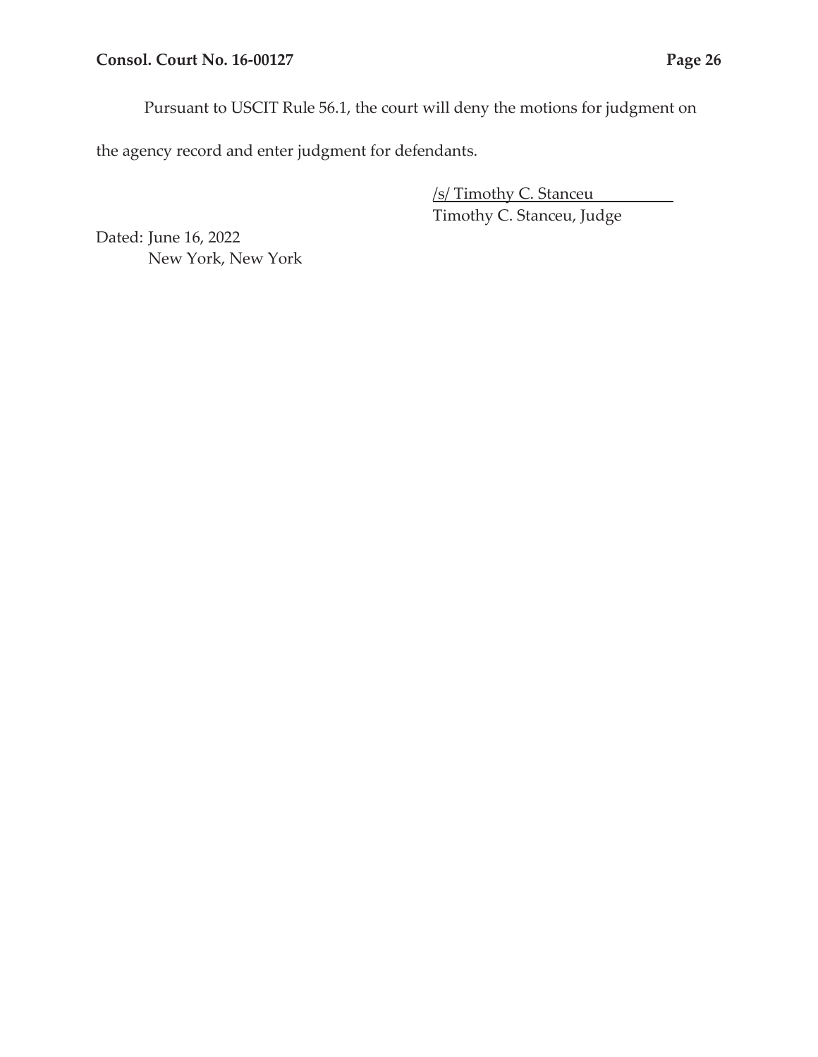Pursuant to USCIT Rule 56.1, the court will deny the motions for judgment on the agency record and enter judgment for defendants.

/s/ Timothy C. Stanceu
Timothy C. Stanceu, Judge

Dated: June 16, 2022
New York, New York